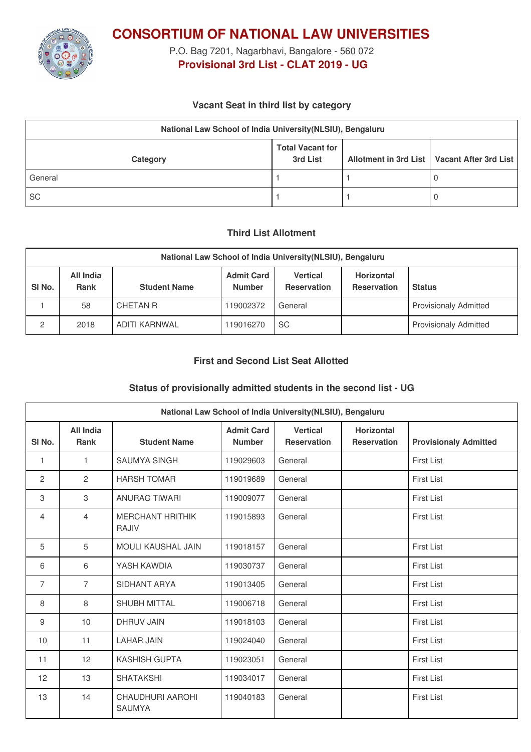# CONSORTIUM OF NATIONAL LAW UNIVERSITIES

P.O. Bag 7201, Nagarbhavi, Bangalore - 560 072

**Provisional 3rd List - CLAT 2019 - UG**

### Vacant Seat in third list by category

| National Law School of India University(NLSIU), Bengaluru | | | |
|---|---|---|---|
| Category | Total Vacant for 3rd List | Allotment in 3rd List | Vacant After 3rd List |
| General | 1 | 1 | 0 |
| SC | 1 | 1 | 0 |

### Third List Allotment

| National Law School of India University(NLSIU), Bengaluru | | | | | | |
|---|---|---|---|---|---|---|
| Sl No. | All India Rank | Student Name | Admit Card Number | Vertical Reservation | Horizontal Reservation | Status |
| 1 | 58 | CHETAN R | 119002372 | General | | Provisionaly Admitted |
| 2 | 2018 | ADITI KARNWAL | 119016270 | SC | | Provisionaly Admitted |

### First and Second List Seat Allotted

### Status of provisionally admitted students in the second list - UG

| National Law School of India University(NLSIU), Bengaluru | | | | | | |
|---|---|---|---|---|---|---|
| Sl No. | All India Rank | Student Name | Admit Card Number | Vertical Reservation | Horizontal Reservation | Provisionaly Admitted |
| 1 | 1 | SAUMYA SINGH | 119029603 | General | | First List |
| 2 | 2 | HARSH TOMAR | 119019689 | General | | First List |
| 3 | 3 | ANURAG TIWARI | 119009077 | General | | First List |
| 4 | 4 | MERCHANT HRITHIK RAJIV | 119015893 | General | | First List |
| 5 | 5 | MOULI KAUSHAL JAIN | 119018157 | General | | First List |
| 6 | 6 | YASH KAWDIA | 119030737 | General | | First List |
| 7 | 7 | SIDHANT ARYA | 119013405 | General | | First List |
| 8 | 8 | SHUBH MITTAL | 119006718 | General | | First List |
| 9 | 10 | DHRUV JAIN | 119018103 | General | | First List |
| 10 | 11 | LAHAR JAIN | 119024040 | General | | First List |
| 11 | 12 | KASHISH GUPTA | 119023051 | General | | First List |
| 12 | 13 | SHATAKSHI | 119034017 | General | | First List |
| 13 | 14 | CHAUDHURI AAROHI SAUMYA | 119040183 | General | | First List |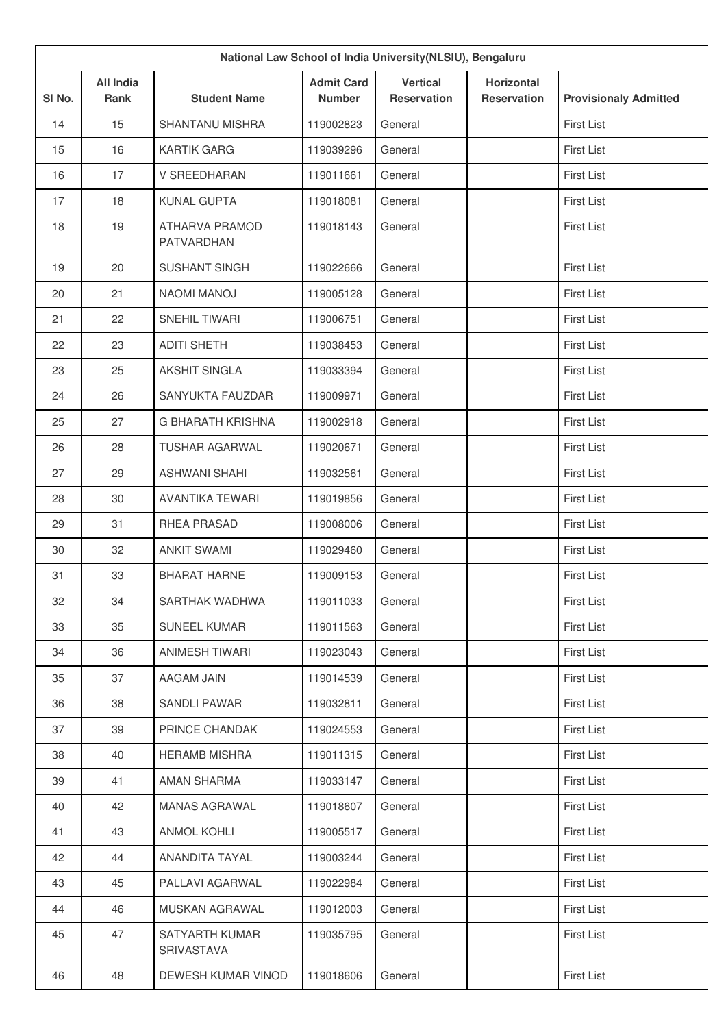| National Law School of India University(NLSIU), Bengaluru | | | | | | |
|---|---|---|---|---|---|---|
| Sl No. | All India Rank | Student Name | Admit Card Number | Vertical Reservation | Horizontal Reservation | Provisionaly Admitted |
| 14 | 15 | SHANTANU MISHRA | 119002823 | General | | First List |
| 15 | 16 | KARTIK GARG | 119039296 | General | | First List |
| 16 | 17 | V SREEDHARAN | 119011661 | General | | First List |
| 17 | 18 | KUNAL GUPTA | 119018081 | General | | First List |
| 18 | 19 | ATHARVA PRAMOD PATVARDHAN | 119018143 | General | | First List |
| 19 | 20 | SUSHANT SINGH | 119022666 | General | | First List |
| 20 | 21 | NAOMI MANOJ | 119005128 | General | | First List |
| 21 | 22 | SNEHIL TIWARI | 119006751 | General | | First List |
| 22 | 23 | ADITI SHETH | 119038453 | General | | First List |
| 23 | 25 | AKSHIT SINGLA | 119033394 | General | | First List |
| 24 | 26 | SANYUKTA FAUZDAR | 119009971 | General | | First List |
| 25 | 27 | G BHARATH KRISHNA | 119002918 | General | | First List |
| 26 | 28 | TUSHAR AGARWAL | 119020671 | General | | First List |
| 27 | 29 | ASHWANI SHAHI | 119032561 | General | | First List |
| 28 | 30 | AVANTIKA TEWARI | 119019856 | General | | First List |
| 29 | 31 | RHEA PRASAD | 119008006 | General | | First List |
| 30 | 32 | ANKIT SWAMI | 119029460 | General | | First List |
| 31 | 33 | BHARAT HARNE | 119009153 | General | | First List |
| 32 | 34 | SARTHAK WADHWA | 119011033 | General | | First List |
| 33 | 35 | SUNEEL KUMAR | 119011563 | General | | First List |
| 34 | 36 | ANIMESH TIWARI | 119023043 | General | | First List |
| 35 | 37 | AAGAM JAIN | 119014539 | General | | First List |
| 36 | 38 | SANDLI PAWAR | 119032811 | General | | First List |
| 37 | 39 | PRINCE CHANDAK | 119024553 | General | | First List |
| 38 | 40 | HERAMB MISHRA | 119011315 | General | | First List |
| 39 | 41 | AMAN SHARMA | 119033147 | General | | First List |
| 40 | 42 | MANAS AGRAWAL | 119018607 | General | | First List |
| 41 | 43 | ANMOL KOHLI | 119005517 | General | | First List |
| 42 | 44 | ANANDITA TAYAL | 119003244 | General | | First List |
| 43 | 45 | PALLAVI AGARWAL | 119022984 | General | | First List |
| 44 | 46 | MUSKAN AGRAWAL | 119012003 | General | | First List |
| 45 | 47 | SATYARTH KUMAR SRIVASTAVA | 119035795 | General | | First List |
| 46 | 48 | DEWESH KUMAR VINOD | 119018606 | General | | First List |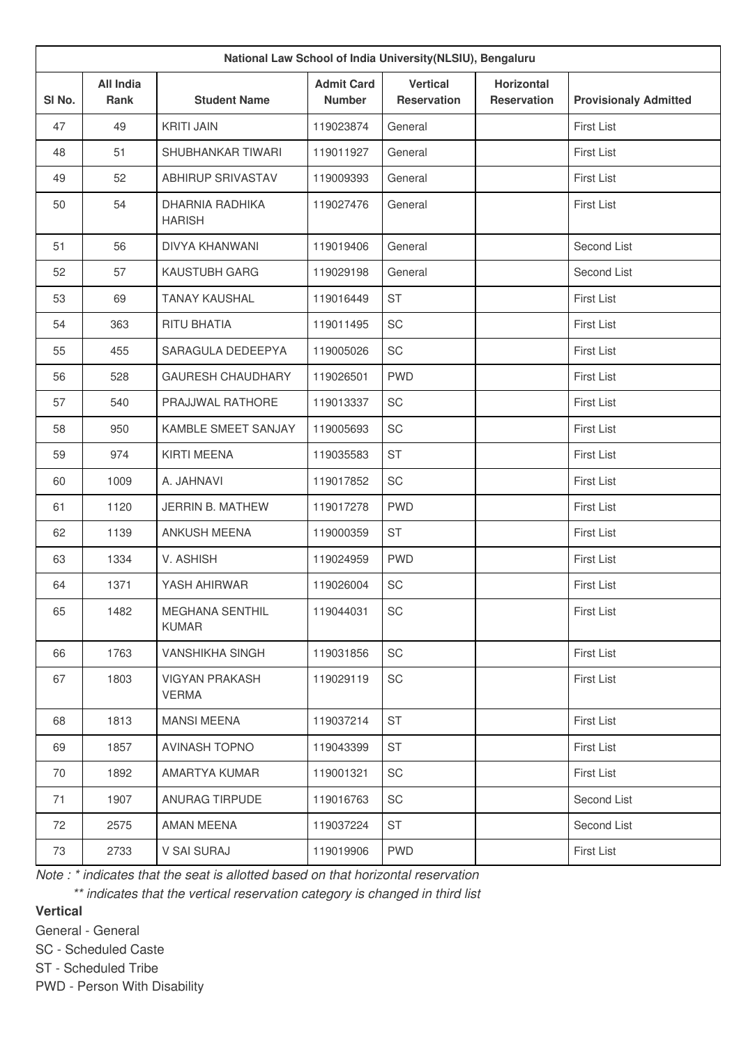| National Law School of India University(NLSIU), Bengaluru | | | | | | |
|---|---|---|---|---|---|---|
| Sl No. | All India Rank | Student Name | Admit Card Number | Vertical Reservation | Horizontal Reservation | Provisionaly Admitted |
| 47 | 49 | KRITI JAIN | 119023874 | General | | First List |
| 48 | 51 | SHUBHANKAR TIWARI | 119011927 | General | | First List |
| 49 | 52 | ABHIRUP SRIVASTAV | 119009393 | General | | First List |
| 50 | 54 | DHARNIA RADHIKA HARISH | 119027476 | General | | First List |
| 51 | 56 | DIVYA KHANWANI | 119019406 | General | | Second List |
| 52 | 57 | KAUSTUBH GARG | 119029198 | General | | Second List |
| 53 | 69 | TANAY KAUSHAL | 119016449 | ST | | First List |
| 54 | 363 | RITU BHATIA | 119011495 | SC | | First List |
| 55 | 455 | SARAGULA DEDEEPYA | 119005026 | SC | | First List |
| 56 | 528 | GAURESH CHAUDHARY | 119026501 | PWD | | First List |
| 57 | 540 | PRAJJWAL RATHORE | 119013337 | SC | | First List |
| 58 | 950 | KAMBLE SMEET SANJAY | 119005693 | SC | | First List |
| 59 | 974 | KIRTI MEENA | 119035583 | ST | | First List |
| 60 | 1009 | A. JAHNAVI | 119017852 | SC | | First List |
| 61 | 1120 | JERRIN B. MATHEW | 119017278 | PWD | | First List |
| 62 | 1139 | ANKUSH MEENA | 119000359 | ST | | First List |
| 63 | 1334 | V. ASHISH | 119024959 | PWD | | First List |
| 64 | 1371 | YASH AHIRWAR | 119026004 | SC | | First List |
| 65 | 1482 | MEGHANA SENTHIL KUMAR | 119044031 | SC | | First List |
| 66 | 1763 | VANSHIKHA SINGH | 119031856 | SC | | First List |
| 67 | 1803 | VIGYAN PRAKASH VERMA | 119029119 | SC | | First List |
| 68 | 1813 | MANSI MEENA | 119037214 | ST | | First List |
| 69 | 1857 | AVINASH TOPNO | 119043399 | ST | | First List |
| 70 | 1892 | AMARTYA KUMAR | 119001321 | SC | | First List |
| 71 | 1907 | ANURAG TIRPUDE | 119016763 | SC | | Second List |
| 72 | 2575 | AMAN MEENA | 119037224 | ST | | Second List |
| 73 | 2733 | V SAI SURAJ | 119019906 | PWD | | First List |

*Note : * indicates that the seat is allotted based on that horizontal reservation*

*** indicates that the vertical reservation category is changed in third list*

**Vertical**

General - General

SC - Scheduled Caste

ST - Scheduled Tribe

PWD - Person With Disability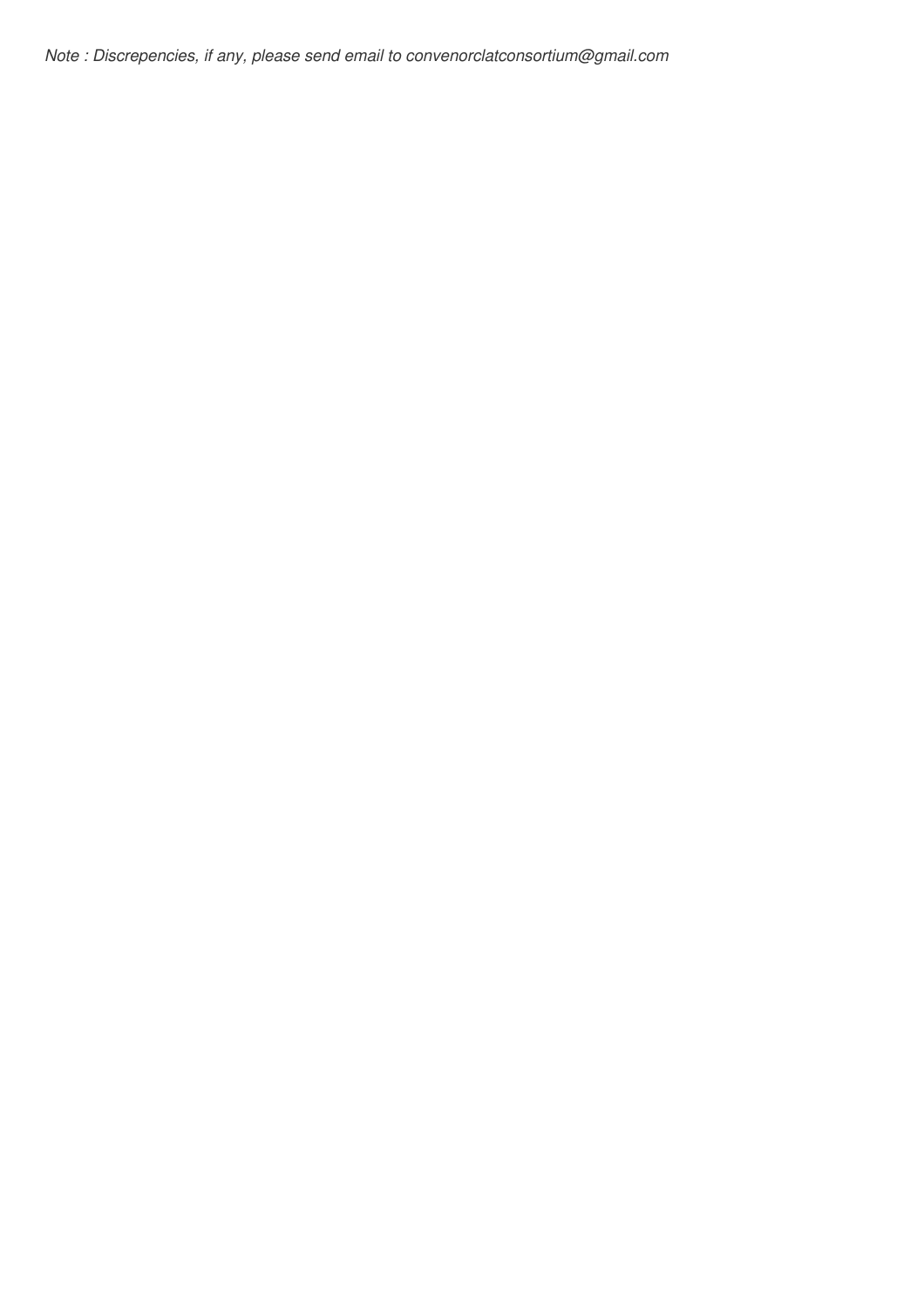*Note : Discrepencies, if any, please send email to convenorclatconsortium@gmail.com*